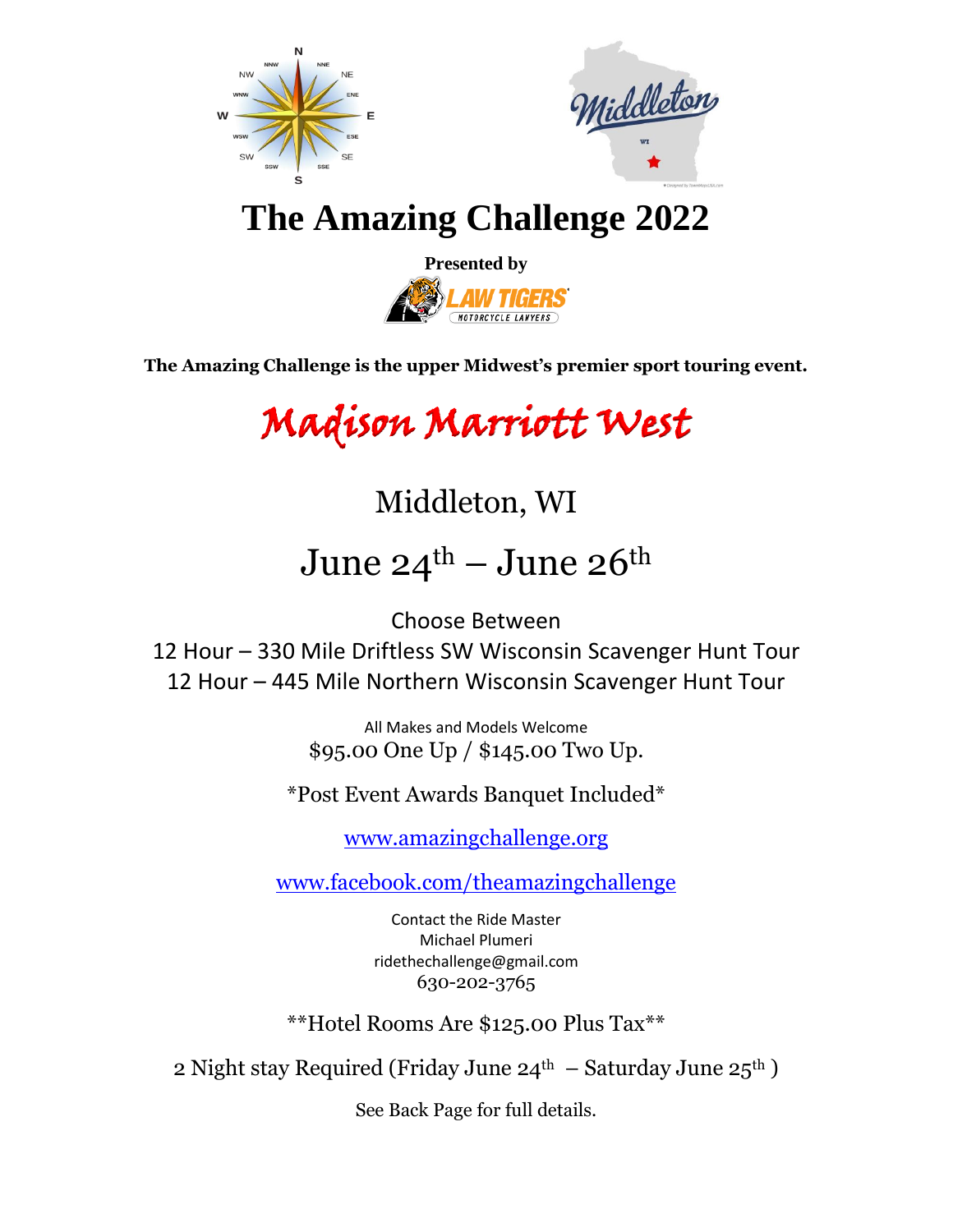# The Amazing Challenge 2022

**Presented by**

LAW TIGERS MOTORCYCLE LAWYERS

**The Amazing Challenge is the upper Midwest's premier sport touring event.**

## Madison Marriott West

Middleton, WI

June 24th – June 26th

Choose Between

12 Hour – 330 Mile Driftless SW Wisconsin Scavenger Hunt Tour

12 Hour – 445 Mile Northern Wisconsin Scavenger Hunt Tour

All Makes and Models Welcome

$95.00 One Up / $145.00 Two Up.

*Post Event Awards Banquet Included*

www.amazingchallenge.org

www.facebook.com/theamazingchallenge

Contact the Ride Master
Michael Plumeri
ridethechallenge@gmail.com
630-202-3765

**Hotel Rooms Are $125.00 Plus Tax**

2 Night stay Required (Friday June 24th – Saturday June 25th )

See Back Page for full details.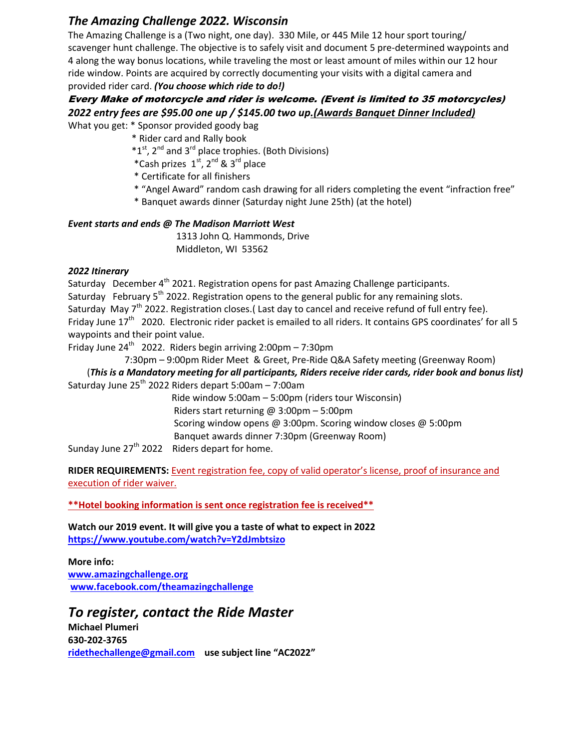## *The Amazing Challenge 2022. Wisconsin*

The Amazing Challenge is a (Two night, one day). 330 Mile, or 445 Mile 12 hour sport touring/ scavenger hunt challenge. The objective is to safely visit and document 5 pre-determined waypoints and 4 along the way bonus locations, while traveling the most or least amount of miles within our 12 hour ride window. Points are acquired by correctly documenting your visits with a digital camera and provided rider card. ***(You choose which ride to do!)***

***Every Make of motorcycle and rider is welcome. (Event is limited to 35 motorcycles)***

***2022 entry fees are $95.00 one up / $145.00 two up.(Awards Banquet Dinner Included)***

What you get:
* Sponsor provided goody bag
* Rider card and Rally book
* 1st, 2nd and 3rd place trophies. (Both Divisions)
* Cash prizes 1st, 2nd & 3rd place
* Certificate for all finishers
* "Angel Award" random cash drawing for all riders completing the event "infraction free"
* Banquet awards dinner (Saturday night June 25th) (at the hotel)

***Event starts and ends @ The Madison Marriott West***

1313 John Q. Hammonds, Drive
Middleton, WI 53562

***2022 Itinerary***

Saturday December 4th 2021. Registration opens for past Amazing Challenge participants.
Saturday February 5th 2022. Registration opens to the general public for any remaining slots.
Saturday May 7th 2022. Registration closes.( Last day to cancel and receive refund of full entry fee).
Friday June 17th 2020. Electronic rider packet is emailed to all riders. It contains GPS coordinates' for all 5 waypoints and their point value.
Friday June 24th 2022. Riders begin arriving 2:00pm – 7:30pm
7:30pm – 9:00pm Rider Meet & Greet, Pre-Ride Q&A Safety meeting (Greenway Room)
(***This is a Mandatory meeting for all participants, Riders receive rider cards, rider book and bonus list)***
Saturday June 25th 2022 Riders depart 5:00am – 7:00am
Ride window 5:00am – 5:00pm (riders tour Wisconsin)
Riders start returning @ 3:00pm – 5:00pm
Scoring window opens @ 3:00pm. Scoring window closes @ 5:00pm
Banquet awards dinner 7:30pm (Greenway Room)
Sunday June 27th 2022 Riders depart for home.

**RIDER REQUIREMENTS:** Event registration fee, copy of valid operator's license, proof of insurance and execution of rider waiver.

**\*\*Hotel booking information is sent once registration fee is received\*\***

**Watch our 2019 event. It will give you a taste of what to expect in 2022**
**https://www.youtube.com/watch?v=Y2dJmbtsizo**

**More info:**
**www.amazingchallenge.org**
**www.facebook.com/theamazingchallenge**

## *To register, contact the Ride Master*

**Michael Plumeri**
**630-202-3765**
**ridethechallenge@gmail.com** **use subject line "AC2022"**